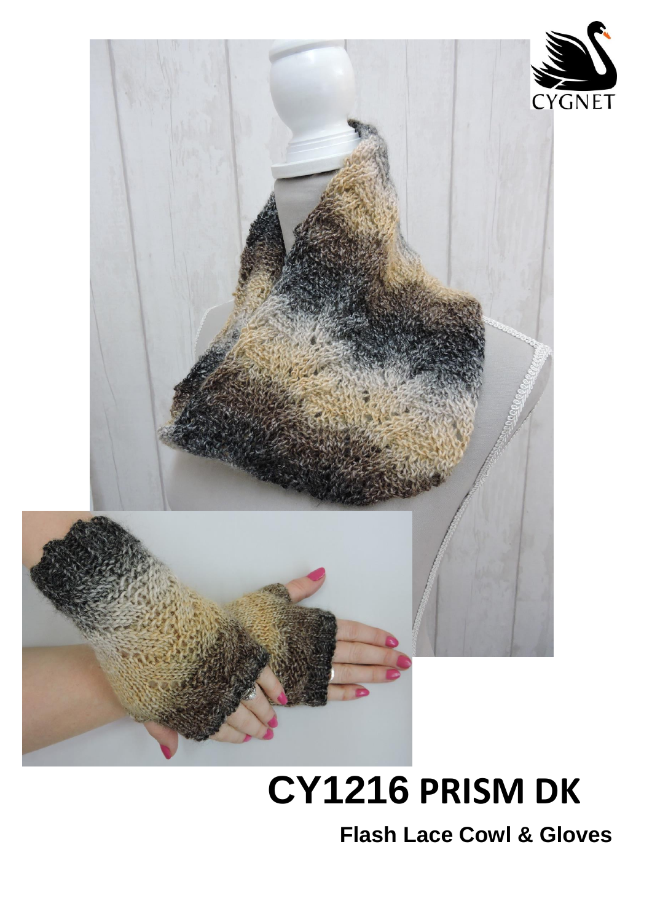CYGNET

# CY1216 PRISM DK

## Flash Lace Cowl & Gloves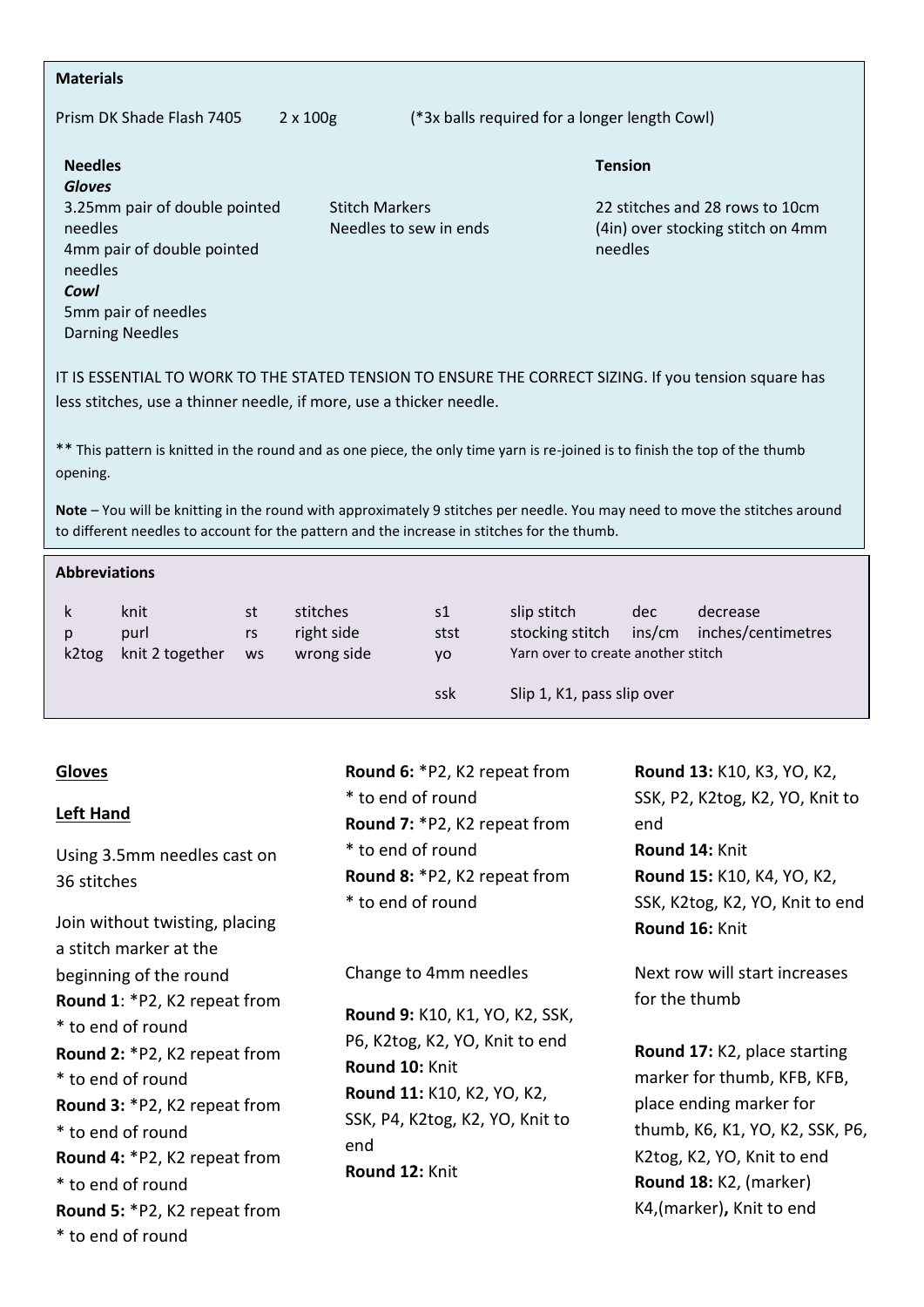**Materials**

Prism DK Shade Flash 7405 2 x 100g (*3x balls required for a longer length Cowl)

**Needles**

***Gloves***

3.25mm pair of double pointed needles
4mm pair of double pointed needles

***Cowl***

5mm pair of needles
Darning Needles

Stitch Markers
Needles to sew in ends

**Tension**

22 stitches and 28 rows to 10cm (4in) over stocking stitch on 4mm needles

IT IS ESSENTIAL TO WORK TO THE STATED TENSION TO ENSURE THE CORRECT SIZING. If you tension square has less stitches, use a thinner needle, if more, use a thicker needle.

** This pattern is knitted in the round and as one piece, the only time yarn is re-joined is to finish the top of the thumb opening.

**Note** – You will be knitting in the round with approximately 9 stitches per needle. You may need to move the stitches around to different needles to account for the pattern and the increase in stitches for the thumb.

**Abbreviations**

| | | | | | | | |
|---|---|---|---|---|---|---|---|
| k | knit | st | stitches | s1 | slip stitch | dec | decrease |
| p | purl | rs | right side | stst | stocking stitch | ins/cm | inches/centimetres |
| k2tog | knit 2 together | ws | wrong side | yo | Yarn over to create another stitch | | |
| | | | | ssk | Slip 1, K1, pass slip over | | |

**Gloves**

**Left Hand**

Using 3.5mm needles cast on 36 stitches

Join without twisting, placing a stitch marker at the beginning of the round

**Round 1**: *P2, K2 repeat from * to end of round
**Round 2:** *P2, K2 repeat from * to end of round
**Round 3:** *P2, K2 repeat from * to end of round
**Round 4:** *P2, K2 repeat from * to end of round
**Round 5:** *P2, K2 repeat from * to end of round
**Round 6:** *P2, K2 repeat from * to end of round
**Round 7:** *P2, K2 repeat from * to end of round
**Round 8:** *P2, K2 repeat from * to end of round

Change to 4mm needles

**Round 9:** K10, K1, YO, K2, SSK, P6, K2tog, K2, YO, Knit to end
**Round 10:** Knit
**Round 11:** K10, K2, YO, K2, SSK, P4, K2tog, K2, YO, Knit to end
**Round 12:** Knit
**Round 13:** K10, K3, YO, K2, SSK, P2, K2tog, K2, YO, Knit to end
**Round 14:** Knit
**Round 15:** K10, K4, YO, K2, SSK, K2tog, K2, YO, Knit to end
**Round 16:** Knit

Next row will start increases for the thumb

**Round 17:** K2, place starting marker for thumb, KFB, KFB, place ending marker for thumb, K6, K1, YO, K2, SSK, P6, K2tog, K2, YO, Knit to end
**Round 18:** K2, (marker) K4,(marker)**,** Knit to end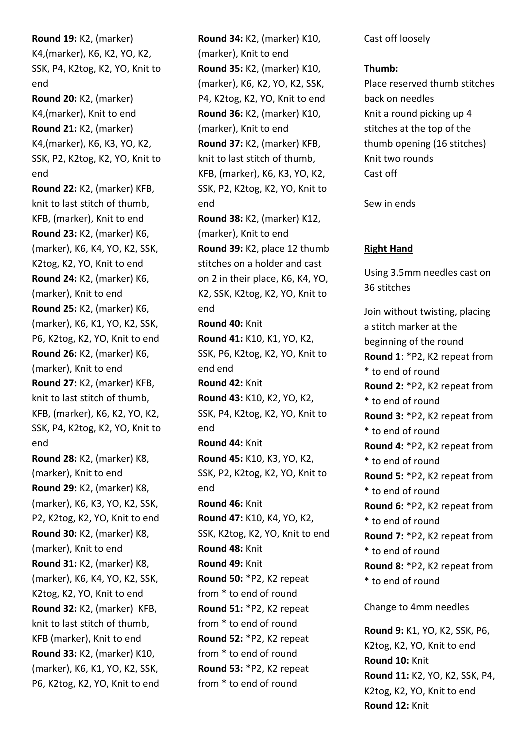**Round 19:** K2, (marker) K4,(marker), K6, K2, YO, K2, SSK, P4, K2tog, K2, YO, Knit to end
**Round 20:** K2, (marker) K4,(marker), Knit to end
**Round 21:** K2, (marker) K4,(marker), K6, K3, YO, K2, SSK, P2, K2tog, K2, YO, Knit to end
**Round 22:** K2, (marker) KFB, knit to last stitch of thumb, KFB, (marker), Knit to end
**Round 23:** K2, (marker) K6, (marker), K6, K4, YO, K2, SSK, K2tog, K2, YO, Knit to end
**Round 24:** K2, (marker) K6, (marker), Knit to end
**Round 25:** K2, (marker) K6, (marker), K6, K1, YO, K2, SSK, P6, K2tog, K2, YO, Knit to end
**Round 26:** K2, (marker) K6, (marker), Knit to end
**Round 27:** K2, (marker) KFB, knit to last stitch of thumb, KFB, (marker), K6, K2, YO, K2, SSK, P4, K2tog, K2, YO, Knit to end
**Round 28:** K2, (marker) K8, (marker), Knit to end
**Round 29:** K2, (marker) K8, (marker), K6, K3, YO, K2, SSK, P2, K2tog, K2, YO, Knit to end
**Round 30:** K2, (marker) K8, (marker), Knit to end
**Round 31:** K2, (marker) K8, (marker), K6, K4, YO, K2, SSK, K2tog, K2, YO, Knit to end
**Round 32:** K2, (marker) KFB, knit to last stitch of thumb, KFB (marker), Knit to end
**Round 33:** K2, (marker) K10, (marker), K6, K1, YO, K2, SSK, P6, K2tog, K2, YO, Knit to end
**Round 34:** K2, (marker) K10, (marker), Knit to end
**Round 35:** K2, (marker) K10, (marker), K6, K2, YO, K2, SSK, P4, K2tog, K2, YO, Knit to end
**Round 36:** K2, (marker) K10, (marker), Knit to end
**Round 37:** K2, (marker) KFB, knit to last stitch of thumb, KFB, (marker), K6, K3, YO, K2, SSK, P2, K2tog, K2, YO, Knit to end
**Round 38:** K2, (marker) K12, (marker), Knit to end
**Round 39:** K2, place 12 thumb stitches on a holder and cast on 2 in their place, K6, K4, YO, K2, SSK, K2tog, K2, YO, Knit to end
**Round 40:** Knit
**Round 41:** K10, K1, YO, K2, SSK, P6, K2tog, K2, YO, Knit to end end
**Round 42:** Knit
**Round 43:** K10, K2, YO, K2, SSK, P4, K2tog, K2, YO, Knit to end
**Round 44:** Knit
**Round 45:** K10, K3, YO, K2, SSK, P2, K2tog, K2, YO, Knit to end
**Round 46:** Knit
**Round 47:** K10, K4, YO, K2, SSK, K2tog, K2, YO, Knit to end
**Round 48:** Knit
**Round 49:** Knit
**Round 50:** *P2, K2 repeat from * to end of round
**Round 51:** *P2, K2 repeat from * to end of round
**Round 52:** *P2, K2 repeat from * to end of round
**Round 53:** *P2, K2 repeat from * to end of round

Cast off loosely

**Thumb:**
Place reserved thumb stitches back on needles
Knit a round picking up 4 stitches at the top of the thumb opening (16 stitches)
Knit two rounds
Cast off

Sew in ends

## Right Hand

Using 3.5mm needles cast on 36 stitches

Join without twisting, placing a stitch marker at the beginning of the round
**Round 1**: *P2, K2 repeat from * to end of round
**Round 2:** *P2, K2 repeat from * to end of round
**Round 3:** *P2, K2 repeat from * to end of round
**Round 4:** *P2, K2 repeat from * to end of round
**Round 5:** *P2, K2 repeat from * to end of round
**Round 6:** *P2, K2 repeat from * to end of round
**Round 7:** *P2, K2 repeat from * to end of round
**Round 8:** *P2, K2 repeat from * to end of round

Change to 4mm needles

**Round 9:** K1, YO, K2, SSK, P6, K2tog, K2, YO, Knit to end
**Round 10:** Knit
**Round 11:** K2, YO, K2, SSK, P4, K2tog, K2, YO, Knit to end
**Round 12:** Knit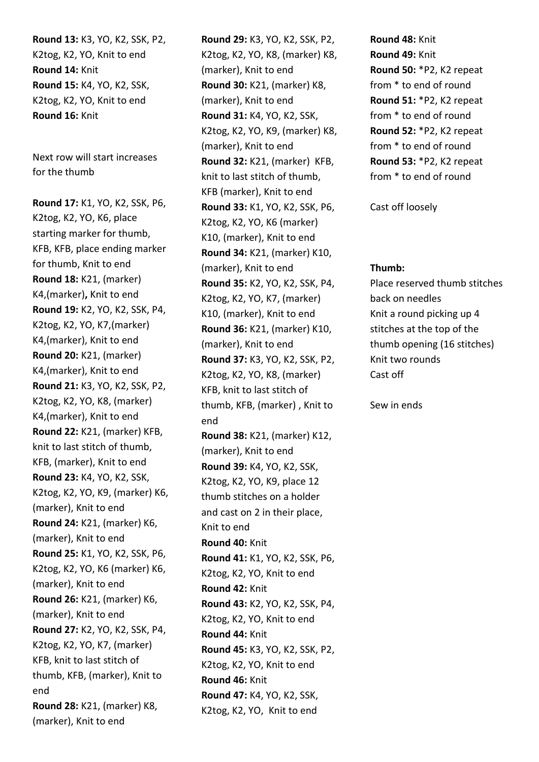**Round 13:** K3, YO, K2, SSK, P2, K2tog, K2, YO, Knit to end
**Round 14:** Knit
**Round 15:** K4, YO, K2, SSK, K2tog, K2, YO, Knit to end
**Round 16:** Knit

Next row will start increases for the thumb

**Round 17:** K1, YO, K2, SSK, P6, K2tog, K2, YO, K6, place starting marker for thumb, KFB, KFB, place ending marker for thumb, Knit to end
**Round 18:** K21, (marker) K4,(marker)**,** Knit to end
**Round 19:** K2, YO, K2, SSK, P4, K2tog, K2, YO, K7,(marker) K4,(marker), Knit to end
**Round 20:** K21, (marker) K4,(marker), Knit to end
**Round 21:** K3, YO, K2, SSK, P2, K2tog, K2, YO, K8, (marker) K4,(marker), Knit to end
**Round 22:** K21, (marker) KFB, knit to last stitch of thumb, KFB, (marker), Knit to end
**Round 23:** K4, YO, K2, SSK, K2tog, K2, YO, K9, (marker) K6, (marker), Knit to end
**Round 24:** K21, (marker) K6, (marker), Knit to end
**Round 25:** K1, YO, K2, SSK, P6, K2tog, K2, YO, K6 (marker) K6, (marker), Knit to end
**Round 26:** K21, (marker) K6, (marker), Knit to end
**Round 27:** K2, YO, K2, SSK, P4, K2tog, K2, YO, K7, (marker) KFB, knit to last stitch of thumb, KFB, (marker), Knit to end
**Round 28:** K21, (marker) K8, (marker), Knit to end
**Round 29:** K3, YO, K2, SSK, P2, K2tog, K2, YO, K8, (marker) K8, (marker), Knit to end
**Round 30:** K21, (marker) K8, (marker), Knit to end
**Round 31:** K4, YO, K2, SSK, K2tog, K2, YO, K9, (marker) K8, (marker), Knit to end
**Round 32:** K21, (marker) KFB, knit to last stitch of thumb, KFB (marker), Knit to end
**Round 33:** K1, YO, K2, SSK, P6, K2tog, K2, YO, K6 (marker) K10, (marker), Knit to end
**Round 34:** K21, (marker) K10, (marker), Knit to end
**Round 35:** K2, YO, K2, SSK, P4, K2tog, K2, YO, K7, (marker) K10, (marker), Knit to end
**Round 36:** K21, (marker) K10, (marker), Knit to end
**Round 37:** K3, YO, K2, SSK, P2, K2tog, K2, YO, K8, (marker) KFB, knit to last stitch of thumb, KFB, (marker) , Knit to end
**Round 38:** K21, (marker) K12, (marker), Knit to end
**Round 39:** K4, YO, K2, SSK, K2tog, K2, YO, K9, place 12 thumb stitches on a holder and cast on 2 in their place, Knit to end
**Round 40:** Knit
**Round 41:** K1, YO, K2, SSK, P6, K2tog, K2, YO, Knit to end
**Round 42:** Knit
**Round 43:** K2, YO, K2, SSK, P4, K2tog, K2, YO, Knit to end
**Round 44:** Knit
**Round 45:** K3, YO, K2, SSK, P2, K2tog, K2, YO, Knit to end
**Round 46:** Knit
**Round 47:** K4, YO, K2, SSK, K2tog, K2, YO, Knit to end
**Round 48:** Knit
**Round 49:** Knit
**Round 50:** *P2, K2 repeat from * to end of round
**Round 51:** *P2, K2 repeat from * to end of round
**Round 52:** *P2, K2 repeat from * to end of round
**Round 53:** *P2, K2 repeat from * to end of round

Cast off loosely

**Thumb:**

Place reserved thumb stitches back on needles
Knit a round picking up 4 stitches at the top of the thumb opening (16 stitches)
Knit two rounds
Cast off

Sew in ends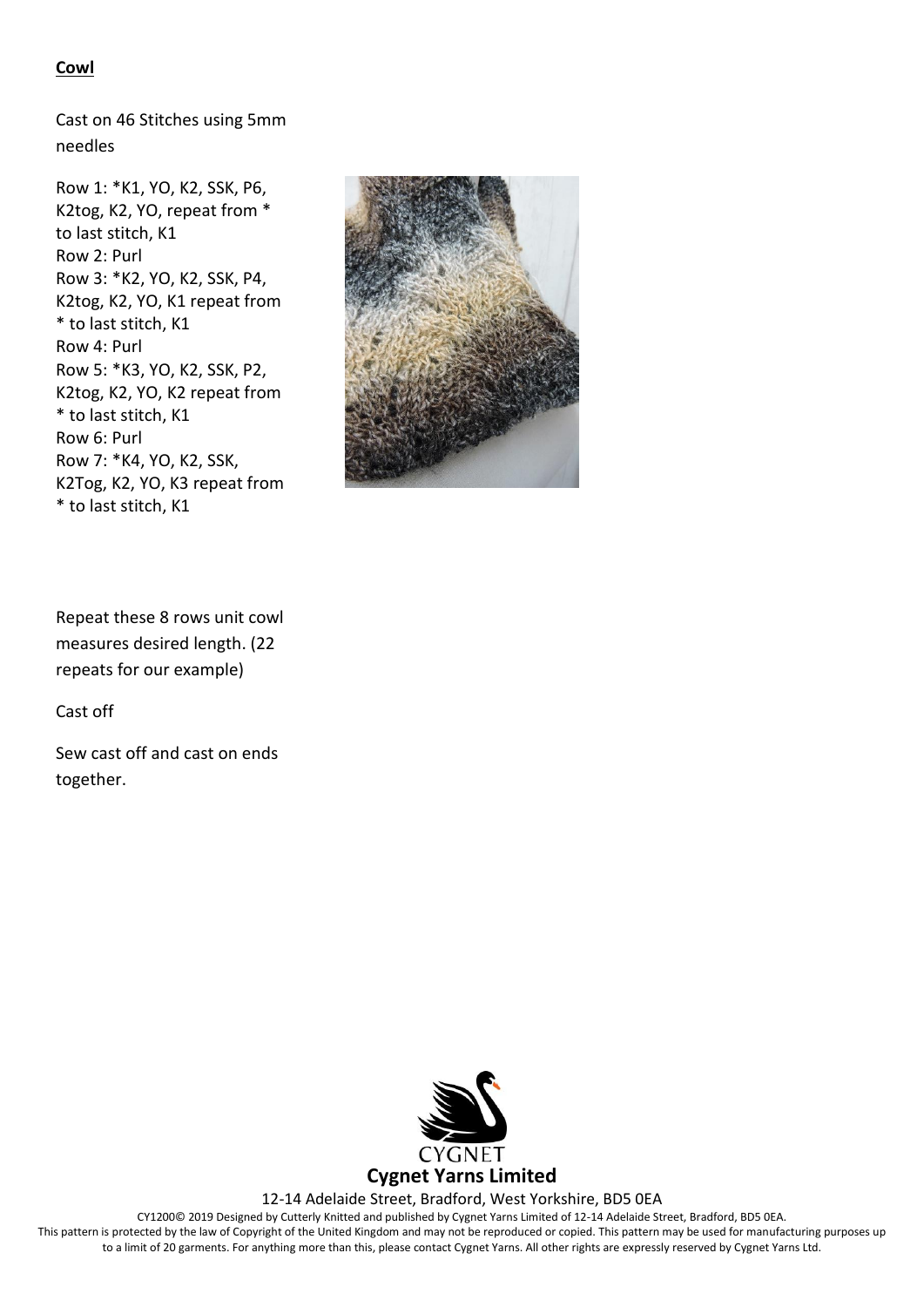**Cowl**

Cast on 46 Stitches using 5mm needles

Row 1: *K1, YO, K2, SSK, P6, K2tog, K2, YO, repeat from * to last stitch, K1
Row 2: Purl
Row 3: *K2, YO, K2, SSK, P4, K2tog, K2, YO, K1 repeat from * to last stitch, K1
Row 4: Purl
Row 5: *K3, YO, K2, SSK, P2, K2tog, K2, YO, K2 repeat from * to last stitch, K1
Row 6: Purl
Row 7: *K4, YO, K2, SSK, K2Tog, K2, YO, K3 repeat from * to last stitch, K1

Repeat these 8 rows unit cowl measures desired length. (22 repeats for our example)

Cast off

Sew cast off and cast on ends together.

**Cygnet Yarns Limited**

12-14 Adelaide Street, Bradford, West Yorkshire, BD5 0EA

CY1200© 2019 Designed by Cutterly Knitted and published by Cygnet Yarns Limited of 12-14 Adelaide Street, Bradford, BD5 0EA.
This pattern is protected by the law of Copyright of the United Kingdom and may not be reproduced or copied. This pattern may be used for manufacturing purposes up to a limit of 20 garments. For anything more than this, please contact Cygnet Yarns. All other rights are expressly reserved by Cygnet Yarns Ltd.